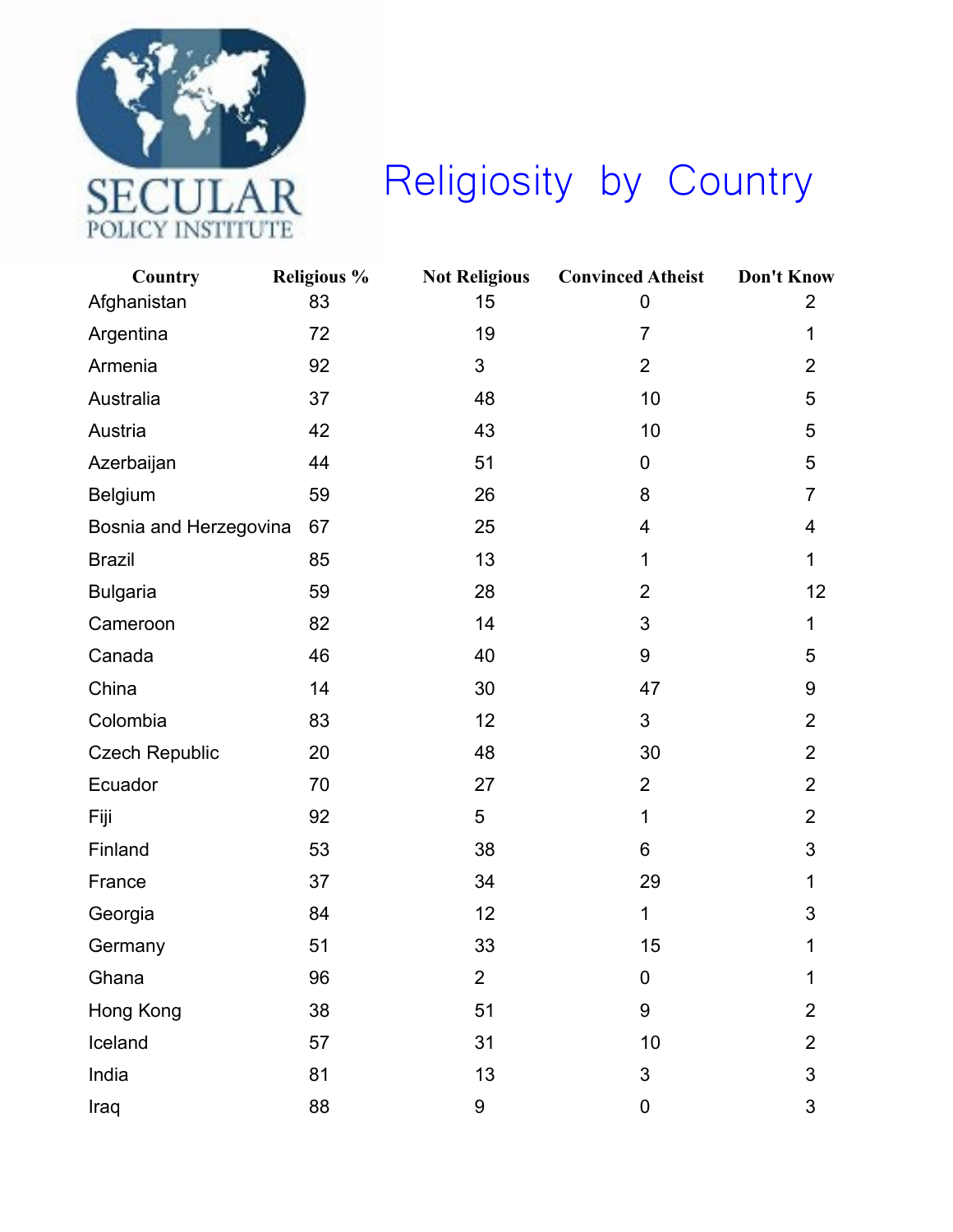SECULAR POLICY INSTITUTE

# Religiosity by Country

| Country | Religious % | Not Religious | Convinced Atheist | Don't Know |
|---|---|---|---|---|
| Afghanistan | 83 | 15 | 0 | 2 |
| Argentina | 72 | 19 | 7 | 1 |
| Armenia | 92 | 3 | 2 | 2 |
| Australia | 37 | 48 | 10 | 5 |
| Austria | 42 | 43 | 10 | 5 |
| Azerbaijan | 44 | 51 | 0 | 5 |
| Belgium | 59 | 26 | 8 | 7 |
| Bosnia and Herzegovina | 67 | 25 | 4 | 4 |
| Brazil | 85 | 13 | 1 | 1 |
| Bulgaria | 59 | 28 | 2 | 12 |
| Cameroon | 82 | 14 | 3 | 1 |
| Canada | 46 | 40 | 9 | 5 |
| China | 14 | 30 | 47 | 9 |
| Colombia | 83 | 12 | 3 | 2 |
| Czech Republic | 20 | 48 | 30 | 2 |
| Ecuador | 70 | 27 | 2 | 2 |
| Fiji | 92 | 5 | 1 | 2 |
| Finland | 53 | 38 | 6 | 3 |
| France | 37 | 34 | 29 | 1 |
| Georgia | 84 | 12 | 1 | 3 |
| Germany | 51 | 33 | 15 | 1 |
| Ghana | 96 | 2 | 0 | 1 |
| Hong Kong | 38 | 51 | 9 | 2 |
| Iceland | 57 | 31 | 10 | 2 |
| India | 81 | 13 | 3 | 3 |
| Iraq | 88 | 9 | 0 | 3 |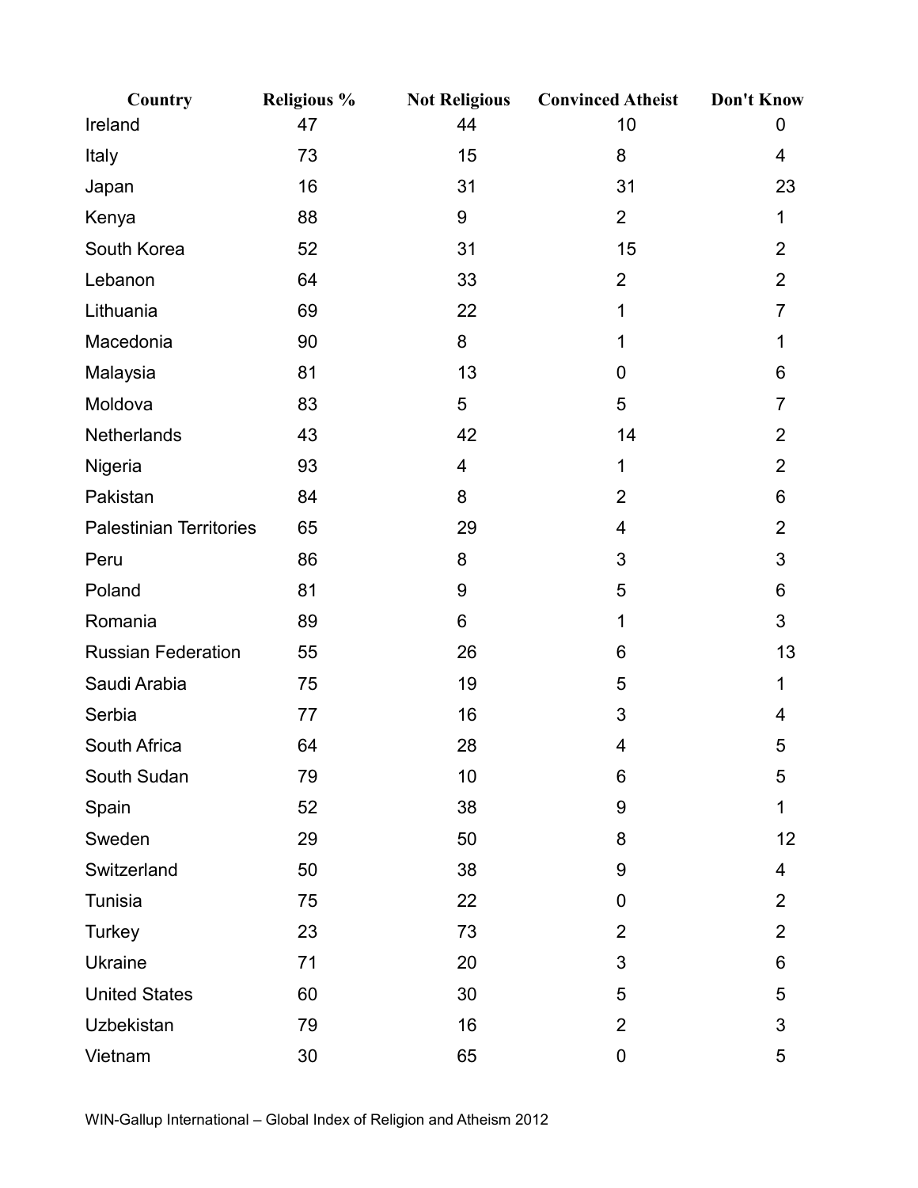| Country | Religious % | Not Religious | Convinced Atheist | Don't Know |
|---|---|---|---|---|
| Ireland | 47 | 44 | 10 | 0 |
| Italy | 73 | 15 | 8 | 4 |
| Japan | 16 | 31 | 31 | 23 |
| Kenya | 88 | 9 | 2 | 1 |
| South Korea | 52 | 31 | 15 | 2 |
| Lebanon | 64 | 33 | 2 | 2 |
| Lithuania | 69 | 22 | 1 | 7 |
| Macedonia | 90 | 8 | 1 | 1 |
| Malaysia | 81 | 13 | 0 | 6 |
| Moldova | 83 | 5 | 5 | 7 |
| Netherlands | 43 | 42 | 14 | 2 |
| Nigeria | 93 | 4 | 1 | 2 |
| Pakistan | 84 | 8 | 2 | 6 |
| Palestinian Territories | 65 | 29 | 4 | 2 |
| Peru | 86 | 8 | 3 | 3 |
| Poland | 81 | 9 | 5 | 6 |
| Romania | 89 | 6 | 1 | 3 |
| Russian Federation | 55 | 26 | 6 | 13 |
| Saudi Arabia | 75 | 19 | 5 | 1 |
| Serbia | 77 | 16 | 3 | 4 |
| South Africa | 64 | 28 | 4 | 5 |
| South Sudan | 79 | 10 | 6 | 5 |
| Spain | 52 | 38 | 9 | 1 |
| Sweden | 29 | 50 | 8 | 12 |
| Switzerland | 50 | 38 | 9 | 4 |
| Tunisia | 75 | 22 | 0 | 2 |
| Turkey | 23 | 73 | 2 | 2 |
| Ukraine | 71 | 20 | 3 | 6 |
| United States | 60 | 30 | 5 | 5 |
| Uzbekistan | 79 | 16 | 2 | 3 |
| Vietnam | 30 | 65 | 0 | 5 |

WIN-Gallup International – Global Index of Religion and Atheism 2012